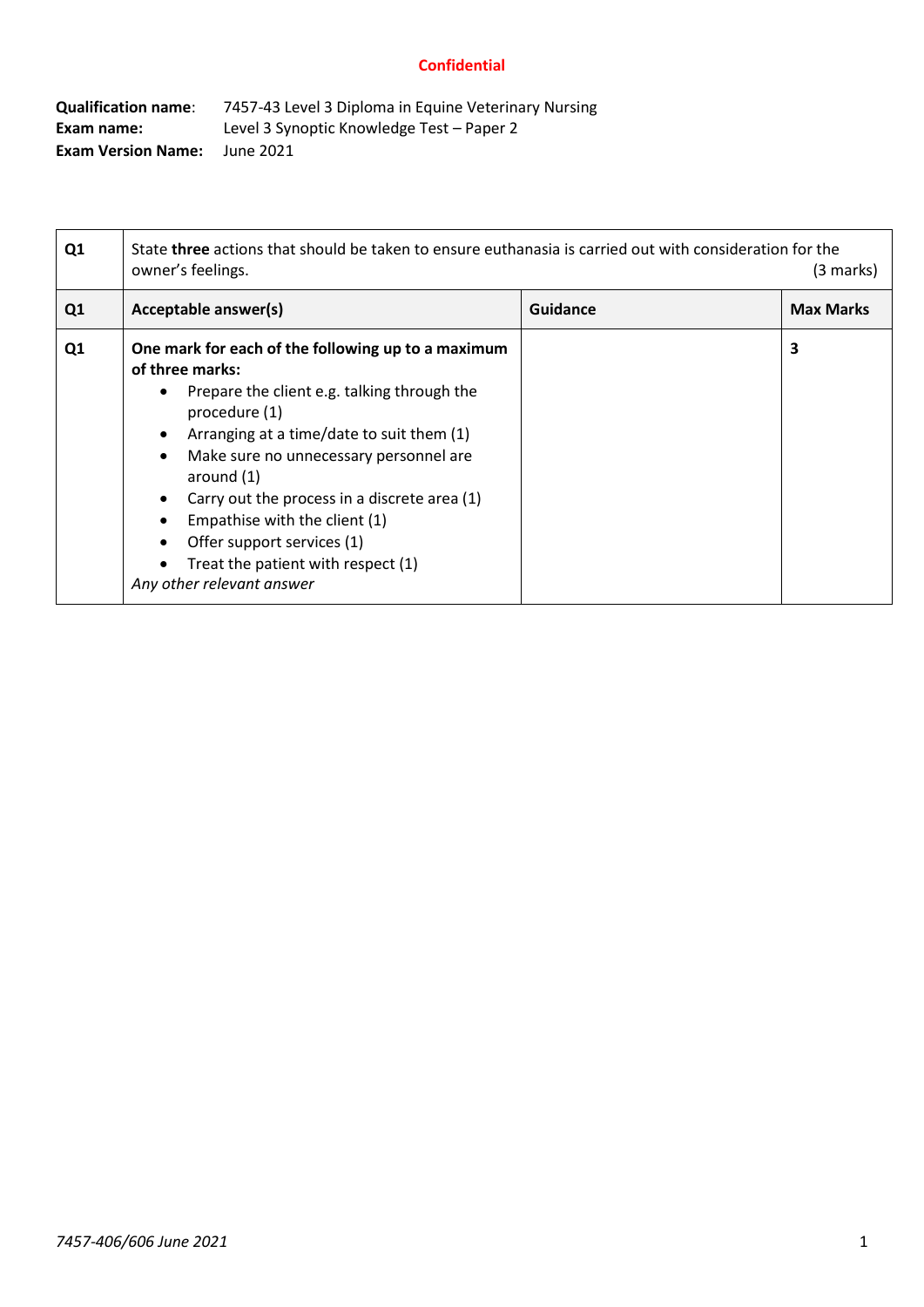**Confidential**

**Qualification name**: 7457-43 Level 3 Diploma in Equine Veterinary Nursing
**Exam name:** Level 3 Synoptic Knowledge Test – Paper 2
**Exam Version Name:** June 2021

| Q1 | State **three** actions that should be taken to ensure euthanasia is carried out with consideration for the owner's feelings. (3 marks) | | |
|---|---|---|---|
| **Q1** | **Acceptable answer(s)** | **Guidance** | **Max Marks** |
| **Q1** | **One mark for each of the following up to a maximum of three marks:**<br>• Prepare the client e.g. talking through the procedure (1)<br>• Arranging at a time/date to suit them (1)<br>• Make sure no unnecessary personnel are around (1)<br>• Carry out the process in a discrete area (1)<br>• Empathise with the client (1)<br>• Offer support services (1)<br>• Treat the patient with respect (1)<br>*Any other relevant answer* | | **3** |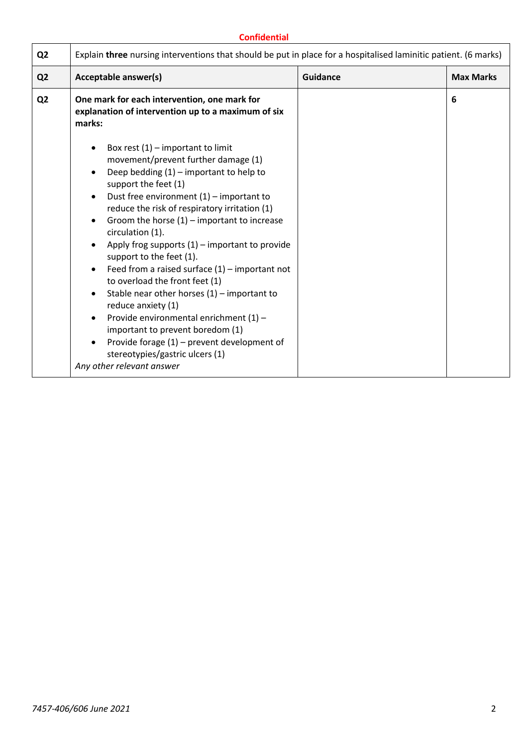**Confidential**

| Q2 | Explain **three** nursing interventions that should be put in place for a hospitalised laminitic patient. (6 marks) | | |
|---|---|---|---|
| **Q2** | **Acceptable answer(s)** | **Guidance** | **Max Marks** |
| **Q2** | **One mark for each intervention, one mark for explanation of intervention up to a maximum of six marks:**<br><br>• Box rest (1) – important to limit movement/prevent further damage (1)<br>• Deep bedding (1) – important to help to support the feet (1)<br>• Dust free environment (1) – important to reduce the risk of respiratory irritation (1)<br>• Groom the horse (1) – important to increase circulation (1).<br>• Apply frog supports (1) – important to provide support to the feet (1).<br>• Feed from a raised surface (1) – important not to overload the front feet (1)<br>• Stable near other horses (1) – important to reduce anxiety (1)<br>• Provide environmental enrichment (1) – important to prevent boredom (1)<br>• Provide forage (1) – prevent development of stereotypies/gastric ulcers (1)<br>*Any other relevant answer* | | **6** |

*7457-406/606 June 2021*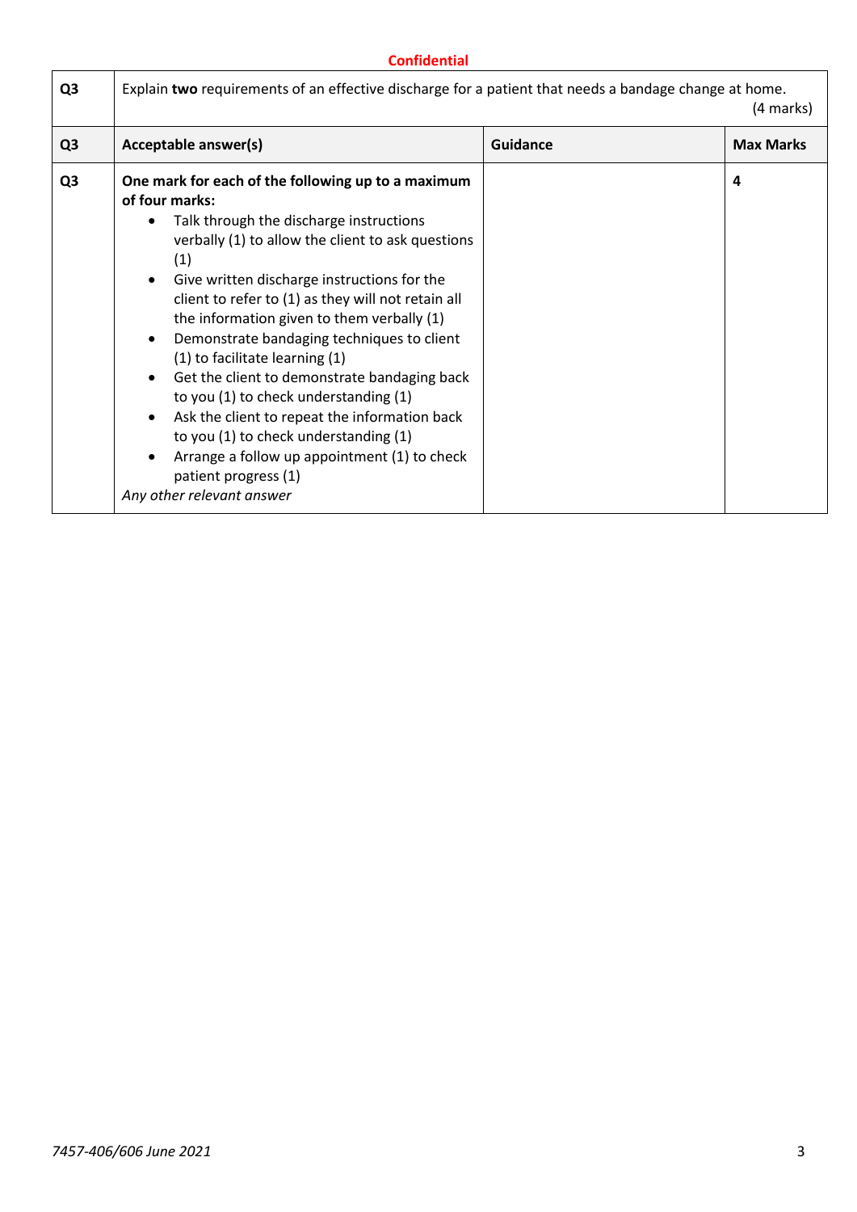**Confidential**

| Q3 | Explain **two** requirements of an effective discharge for a patient that needs a bandage change at home. (4 marks) | | |
|---|---|---|---|
| **Q3** | **Acceptable answer(s)** | **Guidance** | **Max Marks** |
| **Q3** | **One mark for each of the following up to a maximum of four marks:** <br>• Talk through the discharge instructions verbally (1) to allow the client to ask questions (1) <br>• Give written discharge instructions for the client to refer to (1) as they will not retain all the information given to them verbally (1) <br>• Demonstrate bandaging techniques to client (1) to facilitate learning (1) <br>• Get the client to demonstrate bandaging back to you (1) to check understanding (1) <br>• Ask the client to repeat the information back to you (1) to check understanding (1) <br>• Arrange a follow up appointment (1) to check patient progress (1) <br>*Any other relevant answer* | | **4** |

*7457-406/606 June 2021*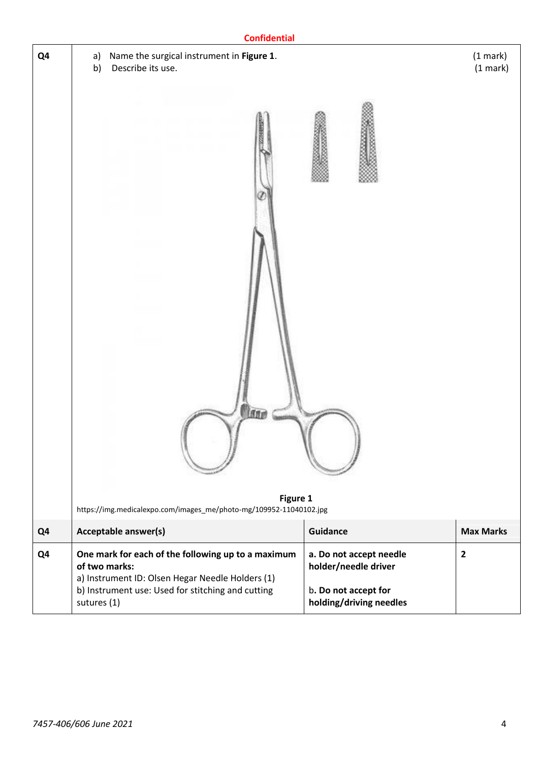Confidential

| Q4 | a) Name the surgical instrument in **Figure 1**. b) Describe its use. | (1 mark) (1 mark) |
|---|---|---|

**Figure 1**

https://img.medicalexpo.com/images_me/photo-mg/109952-11040102.jpg

| Q4 | Acceptable answer(s) | Guidance | Max Marks |
|---|---|---|---|
| Q4 | **One mark for each of the following up to a maximum of two marks:** a) Instrument ID: Olsen Hegar Needle Holders (1) b) Instrument use: Used for stitching and cutting sutures (1) | **a. Do not accept needle holder/needle driver** b**. Do not accept for holding/driving needles** | **2** |

*7457-406/606 June 2021*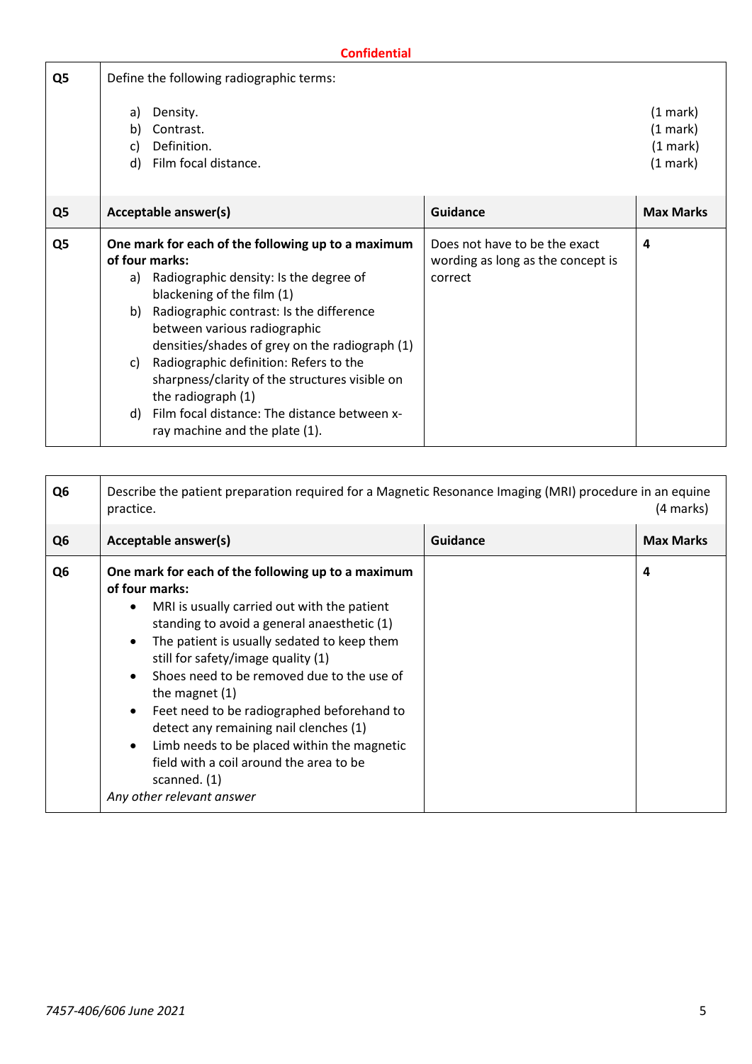**Confidential**

| Q5 | Define the following radiographic terms:<br><br>a) Density. (1 mark)<br>b) Contrast. (1 mark)<br>c) Definition. (1 mark)<br>d) Film focal distance. (1 mark) | | |
|---|---|---|---|
| **Q5** | **Acceptable answer(s)** | **Guidance** | **Max Marks** |
| **Q5** | **One mark for each of the following up to a maximum of four marks:**<br>a) Radiographic density: Is the degree of blackening of the film (1)<br>b) Radiographic contrast: Is the difference between various radiographic densities/shades of grey on the radiograph (1)<br>c) Radiographic definition: Refers to the sharpness/clarity of the structures visible on the radiograph (1)<br>d) Film focal distance: The distance between x-ray machine and the plate (1). | Does not have to be the exact wording as long as the concept is correct | **4** |

| Q6 | Describe the patient preparation required for a Magnetic Resonance Imaging (MRI) procedure in an equine practice. (4 marks) | | |
|---|---|---|---|
| **Q6** | **Acceptable answer(s)** | **Guidance** | **Max Marks** |
| **Q6** | **One mark for each of the following up to a maximum of four marks:**<br>• MRI is usually carried out with the patient standing to avoid a general anaesthetic (1)<br>• The patient is usually sedated to keep them still for safety/image quality (1)<br>• Shoes need to be removed due to the use of the magnet (1)<br>• Feet need to be radiographed beforehand to detect any remaining nail clenches (1)<br>• Limb needs to be placed within the magnetic field with a coil around the area to be scanned. (1)<br>*Any other relevant answer* | | **4** |

*7457-406/606 June 2021*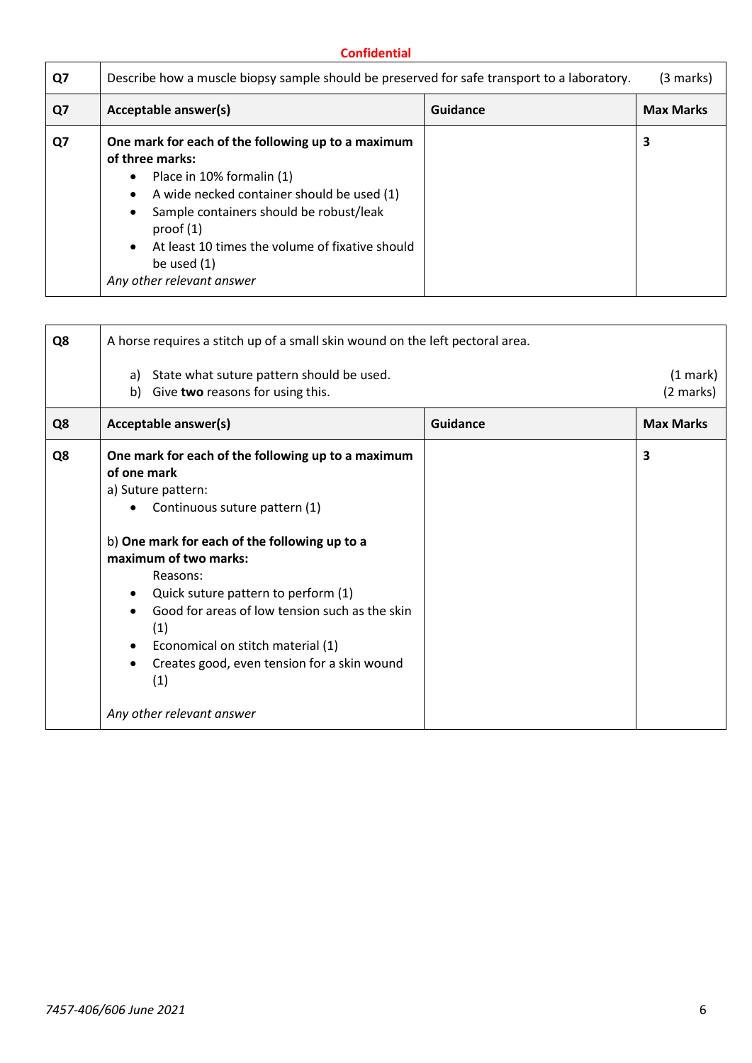**Confidential**

| Q7 | Describe how a muscle biopsy sample should be preserved for safe transport to a laboratory. (3 marks) | | |
|---|---|---|---|
| **Q7** | **Acceptable answer(s)** | **Guidance** | **Max Marks** |
| **Q7** | **One mark for each of the following up to a maximum of three marks:**<br>• Place in 10% formalin (1)<br>• A wide necked container should be used (1)<br>• Sample containers should be robust/leak proof (1)<br>• At least 10 times the volume of fixative should be used (1)<br>*Any other relevant answer* | | **3** |

| Q8 | A horse requires a stitch up of a small skin wound on the left pectoral area.<br><br>a) State what suture pattern should be used. (1 mark)<br>b) Give **two** reasons for using this. (2 marks) | | |
|---|---|---|---|
| **Q8** | **Acceptable answer(s)** | **Guidance** | **Max Marks** |
| **Q8** | **One mark for each of the following up to a maximum of one mark**<br>a) Suture pattern:<br>• Continuous suture pattern (1)<br><br>b) **One mark for each of the following up to a maximum of two marks:**<br>Reasons:<br>• Quick suture pattern to perform (1)<br>• Good for areas of low tension such as the skin (1)<br>• Economical on stitch material (1)<br>• Creates good, even tension for a skin wound (1)<br><br>*Any other relevant answer* | | **3** |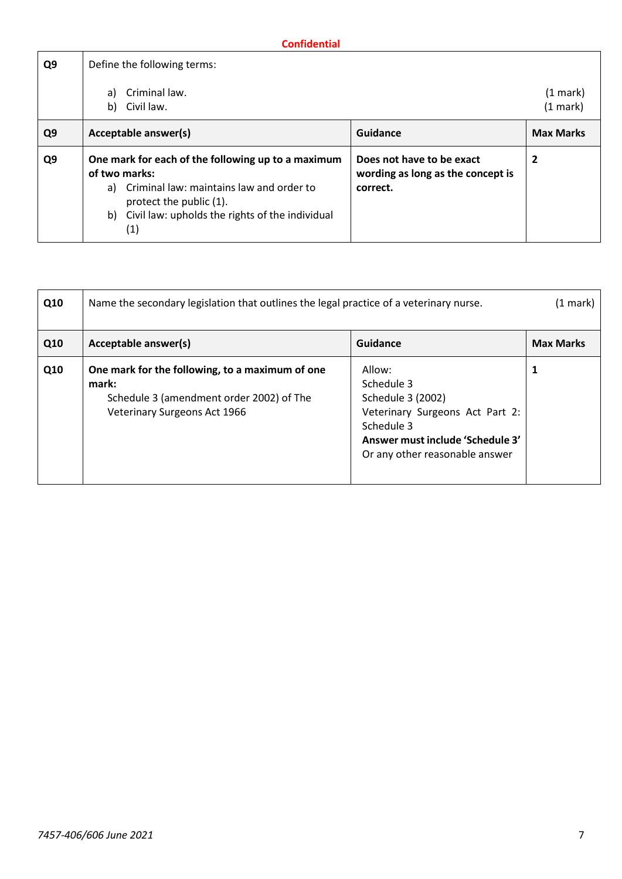**Confidential**

| Q9 | Define the following terms:<br><br>a) Criminal law. (1 mark)<br>b) Civil law. (1 mark) | | |
|---|---|---|---|
| **Q9** | **Acceptable answer(s)** | **Guidance** | **Max Marks** |
| **Q9** | **One mark for each of the following up to a maximum of two marks:**<br>a) Criminal law: maintains law and order to protect the public (1).<br>b) Civil law: upholds the rights of the individual (1) | **Does not have to be exact wording as long as the concept is correct.** | **2** |

| Q10 | Name the secondary legislation that outlines the legal practice of a veterinary nurse. (1 mark) | | |
|---|---|---|---|
| **Q10** | **Acceptable answer(s)** | **Guidance** | **Max Marks** |
| **Q10** | **One mark for the following, to a maximum of one mark:**<br>Schedule 3 (amendment order 2002) of The Veterinary Surgeons Act 1966 | Allow:<br>Schedule 3<br>Schedule 3 (2002)<br>Veterinary Surgeons Act Part 2: Schedule 3<br>**Answer must include 'Schedule 3'**<br>Or any other reasonable answer | **1** |

*7457-406/606 June 2021*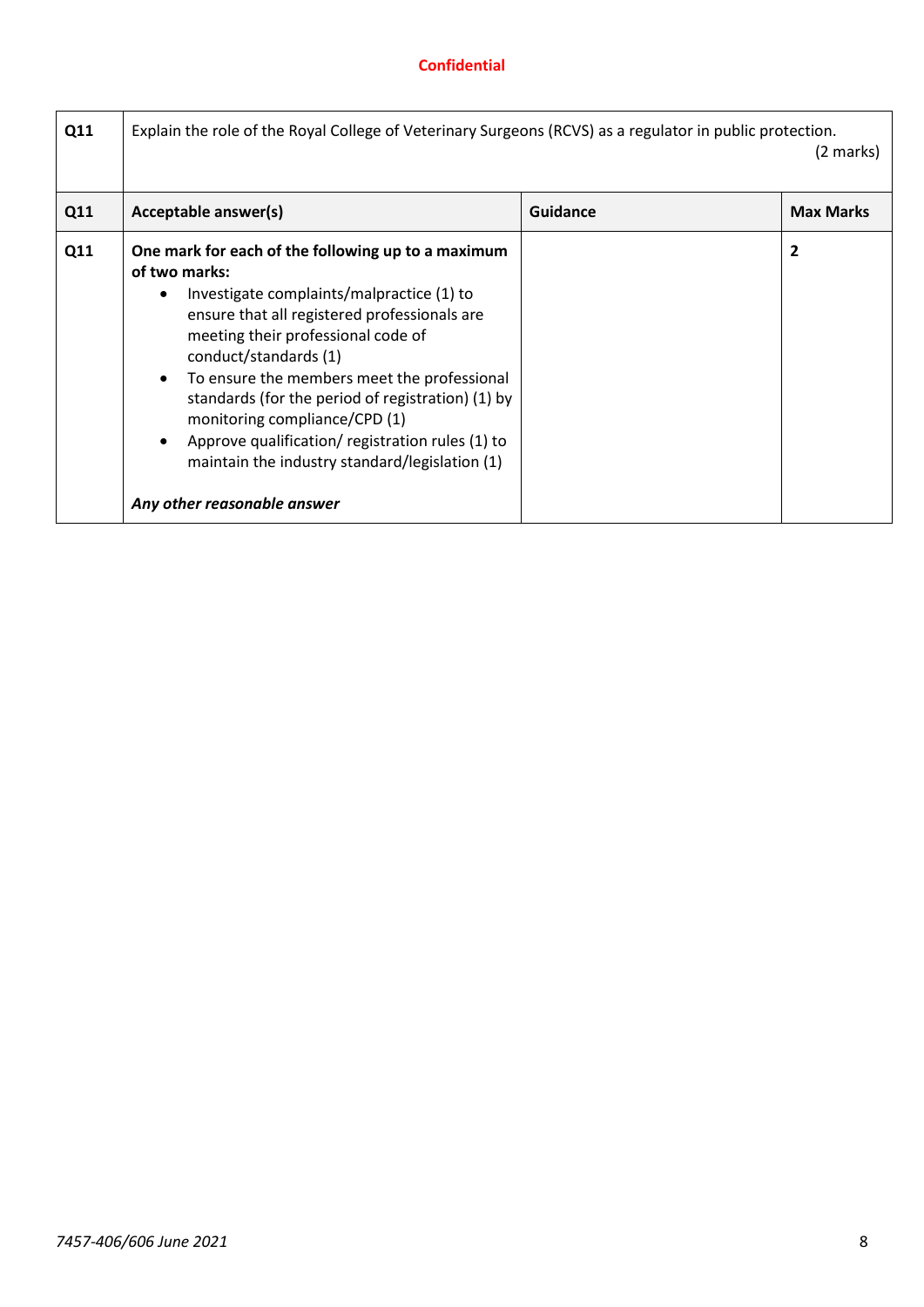**Confidential**

| Q11 | Explain the role of the Royal College of Veterinary Surgeons (RCVS) as a regulator in public protection. (2 marks) | | |
|---|---|---|---|
| **Q11** | **Acceptable answer(s)** | **Guidance** | **Max Marks** |
| **Q11** | **One mark for each of the following up to a maximum of two marks:**<br>• Investigate complaints/malpractice (1) to ensure that all registered professionals are meeting their professional code of conduct/standards (1)<br>• To ensure the members meet the professional standards (for the period of registration) (1) by monitoring compliance/CPD (1)<br>• Approve qualification/ registration rules (1) to maintain the industry standard/legislation (1)<br><br>***Any other reasonable answer*** | | **2** |

*7457-406/606 June 2021*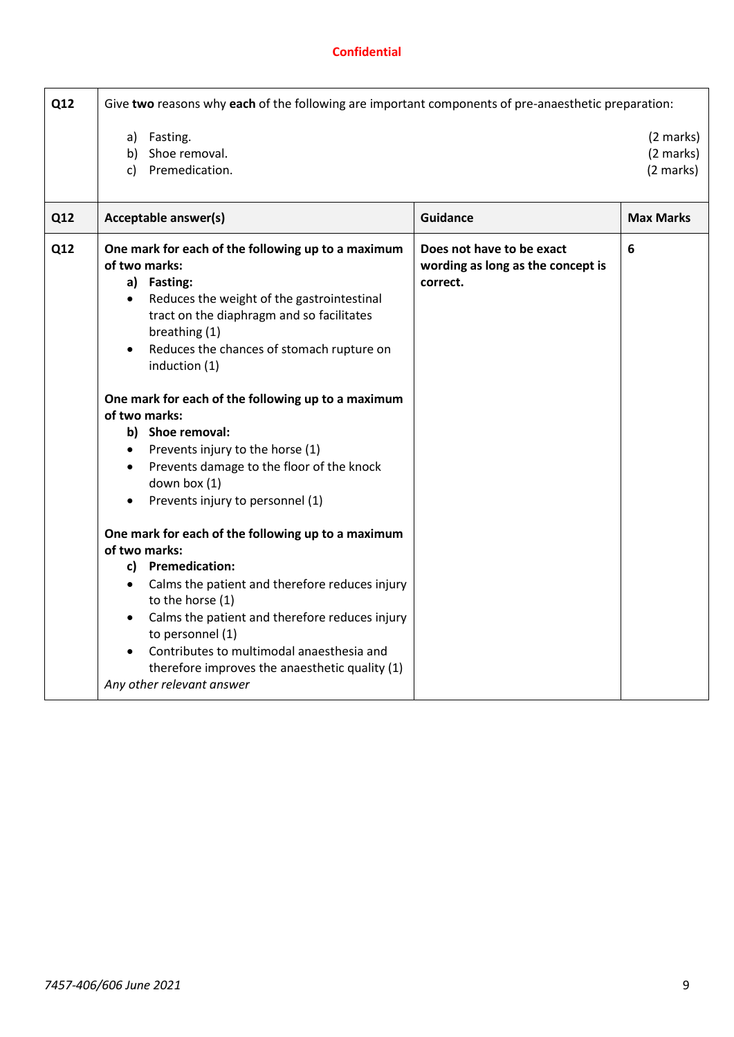**Confidential**

| Q12 | Give **two** reasons why **each** of the following are important components of pre-anaesthetic preparation:<br><br>a) Fasting. (2 marks)<br>b) Shoe removal. (2 marks)<br>c) Premedication. (2 marks) | | |
|---|---|---|---|
| **Q12** | **Acceptable answer(s)** | **Guidance** | **Max Marks** |
| **Q12** | **One mark for each of the following up to a maximum of two marks:**<br>**a) Fasting:**<br>• Reduces the weight of the gastrointestinal tract on the diaphragm and so facilitates breathing (1)<br>• Reduces the chances of stomach rupture on induction (1)<br><br>**One mark for each of the following up to a maximum of two marks:**<br>**b) Shoe removal:**<br>• Prevents injury to the horse (1)<br>• Prevents damage to the floor of the knock down box (1)<br>• Prevents injury to personnel (1)<br><br>**One mark for each of the following up to a maximum of two marks:**<br>**c) Premedication:**<br>• Calms the patient and therefore reduces injury to the horse (1)<br>• Calms the patient and therefore reduces injury to personnel (1)<br>• Contributes to multimodal anaesthesia and therefore improves the anaesthetic quality (1)<br>*Any other relevant answer* | **Does not have to be exact wording as long as the concept is correct.** | **6** |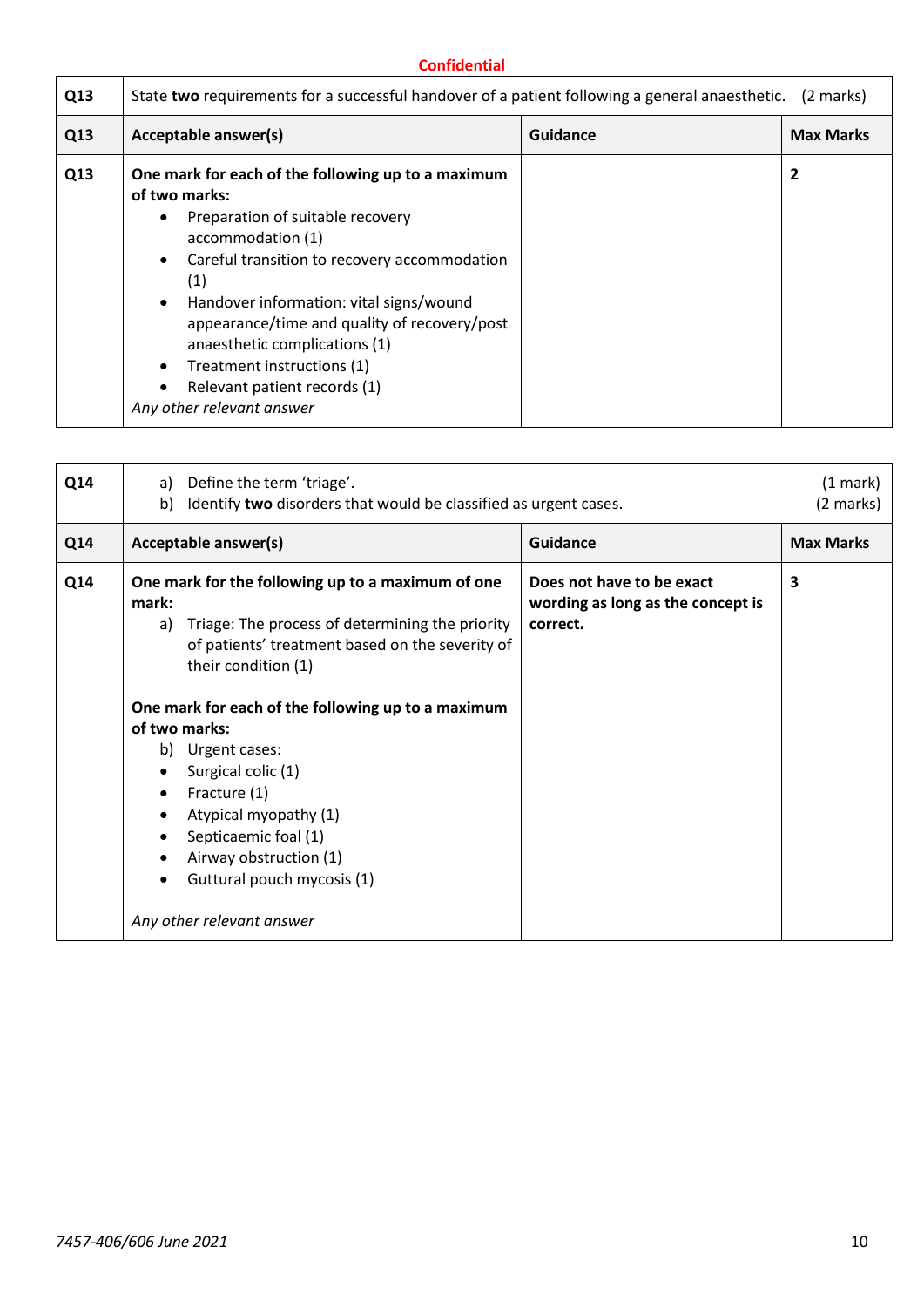**Confidential**

| Q13 | State **two** requirements for a successful handover of a patient following a general anaesthetic. (2 marks) | | |
|---|---|---|---|
| **Q13** | **Acceptable answer(s)** | **Guidance** | **Max Marks** |
| **Q13** | **One mark for each of the following up to a maximum of two marks:**<br>• Preparation of suitable recovery accommodation (1)<br>• Careful transition to recovery accommodation (1)<br>• Handover information: vital signs/wound appearance/time and quality of recovery/post anaesthetic complications (1)<br>• Treatment instructions (1)<br>• Relevant patient records (1)<br>*Any other relevant answer* | | **2** |

| Q14 | a) Define the term 'triage'. (1 mark)<br>b) Identify **two** disorders that would be classified as urgent cases. (2 marks) | | |
|---|---|---|---|
| **Q14** | **Acceptable answer(s)** | **Guidance** | **Max Marks** |
| **Q14** | **One mark for the following up to a maximum of one mark:**<br>a) Triage: The process of determining the priority of patients' treatment based on the severity of their condition (1)<br><br>**One mark for each of the following up to a maximum of two marks:**<br>b) Urgent cases:<br>• Surgical colic (1)<br>• Fracture (1)<br>• Atypical myopathy (1)<br>• Septicaemic foal (1)<br>• Airway obstruction (1)<br>• Guttural pouch mycosis (1)<br><br>*Any other relevant answer* | **Does not have to be exact wording as long as the concept is correct.** | **3** |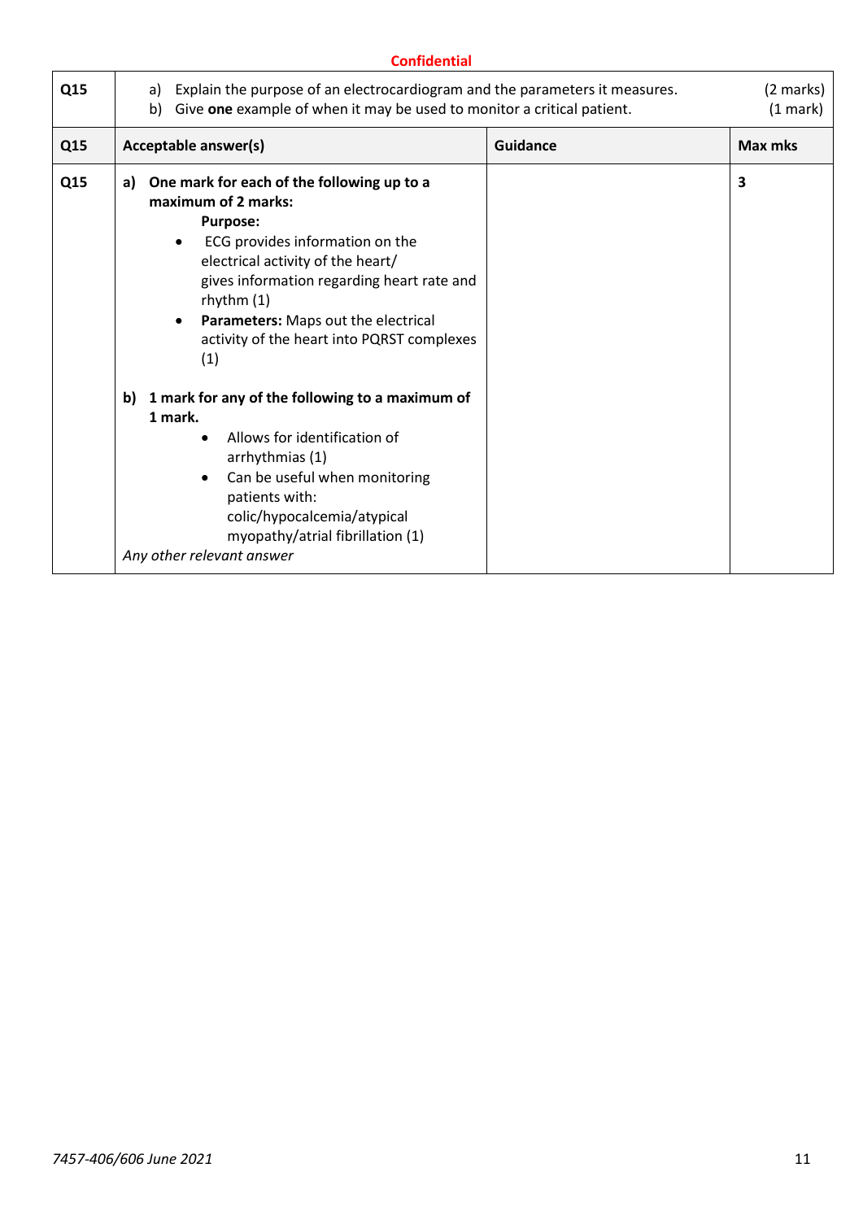**Confidential**

| Q15 | a) Explain the purpose of an electrocardiogram and the parameters it measures.<br>b) Give **one** example of when it may be used to monitor a critical patient. | | (2 marks)<br>(1 mark) |
|---|---|---|---|
| **Q15** | **Acceptable answer(s)** | **Guidance** | **Max mks** |
| **Q15** | **a) One mark for each of the following up to a maximum of 2 marks:**<br>**Purpose:**<br>• ECG provides information on the electrical activity of the heart/ gives information regarding heart rate and rhythm (1)<br>• **Parameters:** Maps out the electrical activity of the heart into PQRST complexes (1)<br><br>**b) 1 mark for any of the following to a maximum of 1 mark.**<br>• Allows for identification of arrhythmias (1)<br>• Can be useful when monitoring patients with: colic/hypocalcemia/atypical myopathy/atrial fibrillation (1)<br>*Any other relevant answer* | | **3** |

*7457-406/606 June 2021*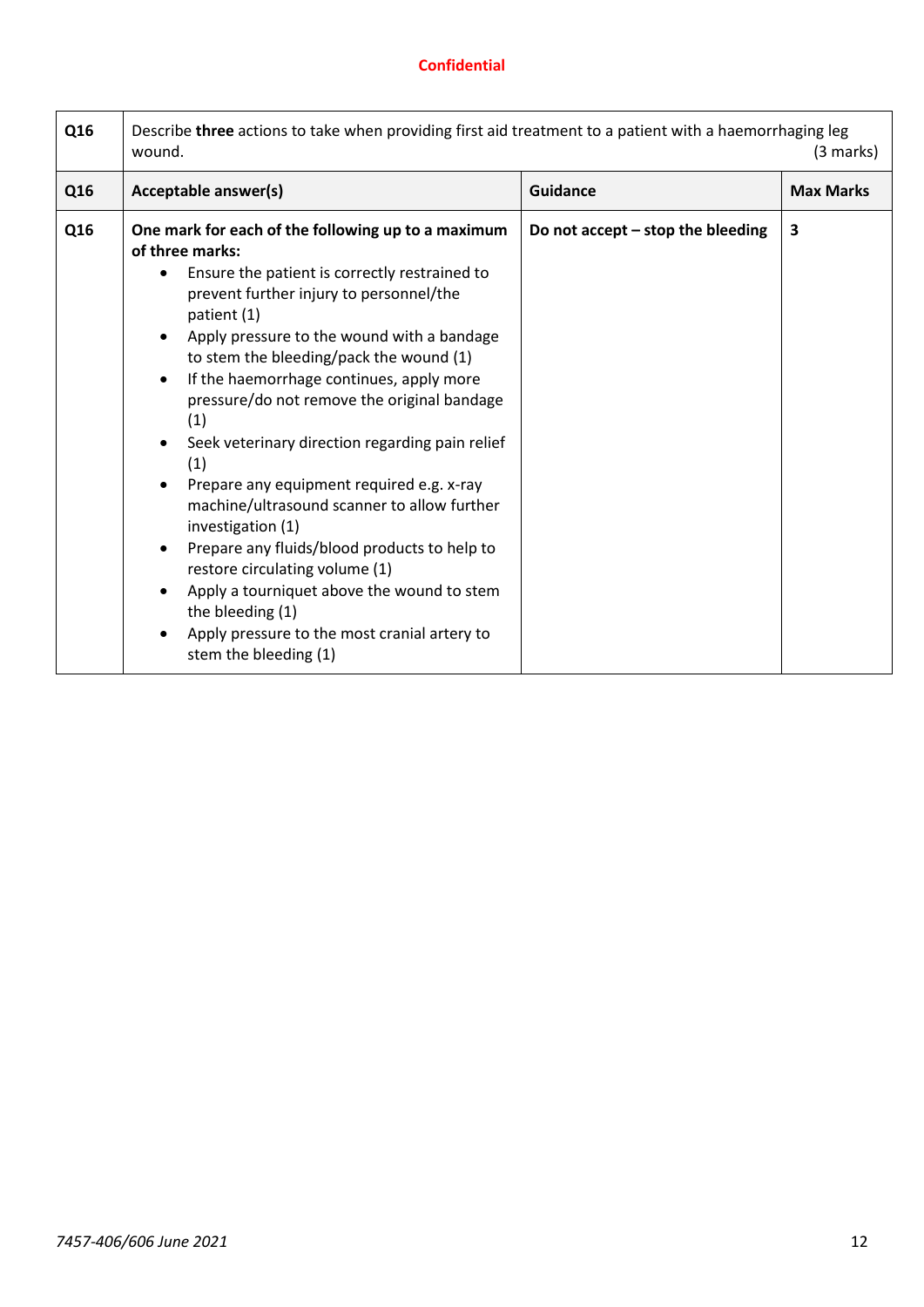**Confidential**

| Q16 | Describe **three** actions to take when providing first aid treatment to a patient with a haemorrhaging leg wound. (3 marks) | | |
|---|---|---|---|
| **Q16** | **Acceptable answer(s)** | **Guidance** | **Max Marks** |
| **Q16** | **One mark for each of the following up to a maximum of three marks:**<br>• Ensure the patient is correctly restrained to prevent further injury to personnel/the patient (1)<br>• Apply pressure to the wound with a bandage to stem the bleeding/pack the wound (1)<br>• If the haemorrhage continues, apply more pressure/do not remove the original bandage (1)<br>• Seek veterinary direction regarding pain relief (1)<br>• Prepare any equipment required e.g. x-ray machine/ultrasound scanner to allow further investigation (1)<br>• Prepare any fluids/blood products to help to restore circulating volume (1)<br>• Apply a tourniquet above the wound to stem the bleeding (1)<br>• Apply pressure to the most cranial artery to stem the bleeding (1) | **Do not accept – stop the bleeding** | **3** |

*7457-406/606 June 2021*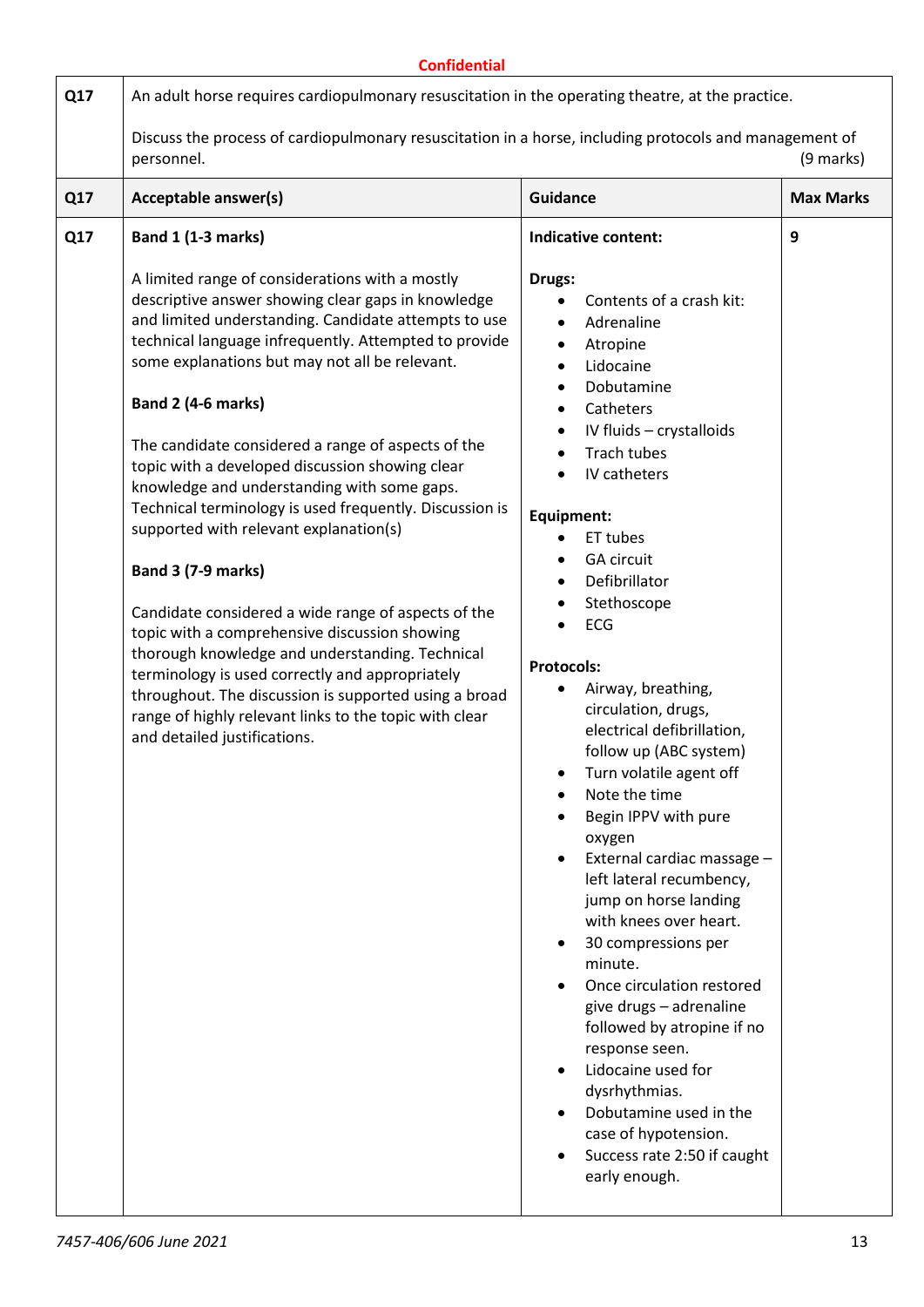**Confidential**

| Q17 | An adult horse requires cardiopulmonary resuscitation in the operating theatre, at the practice.<br><br>Discuss the process of cardiopulmonary resuscitation in a horse, including protocols and management of personnel. (9 marks) | | |
|---|---|---|---|
| **Q17** | **Acceptable answer(s)** | **Guidance** | **Max Marks** |
| **Q17** | **Band 1 (1-3 marks)**<br><br>A limited range of considerations with a mostly descriptive answer showing clear gaps in knowledge and limited understanding. Candidate attempts to use technical language infrequently. Attempted to provide some explanations but may not all be relevant.<br><br>**Band 2 (4-6 marks)**<br><br>The candidate considered a range of aspects of the topic with a developed discussion showing clear knowledge and understanding with some gaps. Technical terminology is used frequently. Discussion is supported with relevant explanation(s)<br><br>**Band 3 (7-9 marks)**<br><br>Candidate considered a wide range of aspects of the topic with a comprehensive discussion showing thorough knowledge and understanding. Technical terminology is used correctly and appropriately throughout. The discussion is supported using a broad range of highly relevant links to the topic with clear and detailed justifications. | **Indicative content:**<br><br>**Drugs:**<br>• Contents of a crash kit:<br>• Adrenaline<br>• Atropine<br>• Lidocaine<br>• Dobutamine<br>• Catheters<br>• IV fluids – crystalloids<br>• Trach tubes<br>• IV catheters<br><br>**Equipment:**<br>• ET tubes<br>• GA circuit<br>• Defibrillator<br>• Stethoscope<br>• ECG<br><br>**Protocols:**<br>• Airway, breathing, circulation, drugs, electrical defibrillation, follow up (ABC system)<br>• Turn volatile agent off<br>• Note the time<br>• Begin IPPV with pure oxygen<br>• External cardiac massage – left lateral recumbency, jump on horse landing with knees over heart.<br>• 30 compressions per minute.<br>• Once circulation restored give drugs – adrenaline followed by atropine if no response seen.<br>• Lidocaine used for dysrhythmias.<br>• Dobutamine used in the case of hypotension.<br>• Success rate 2:50 if caught early enough. | 9 |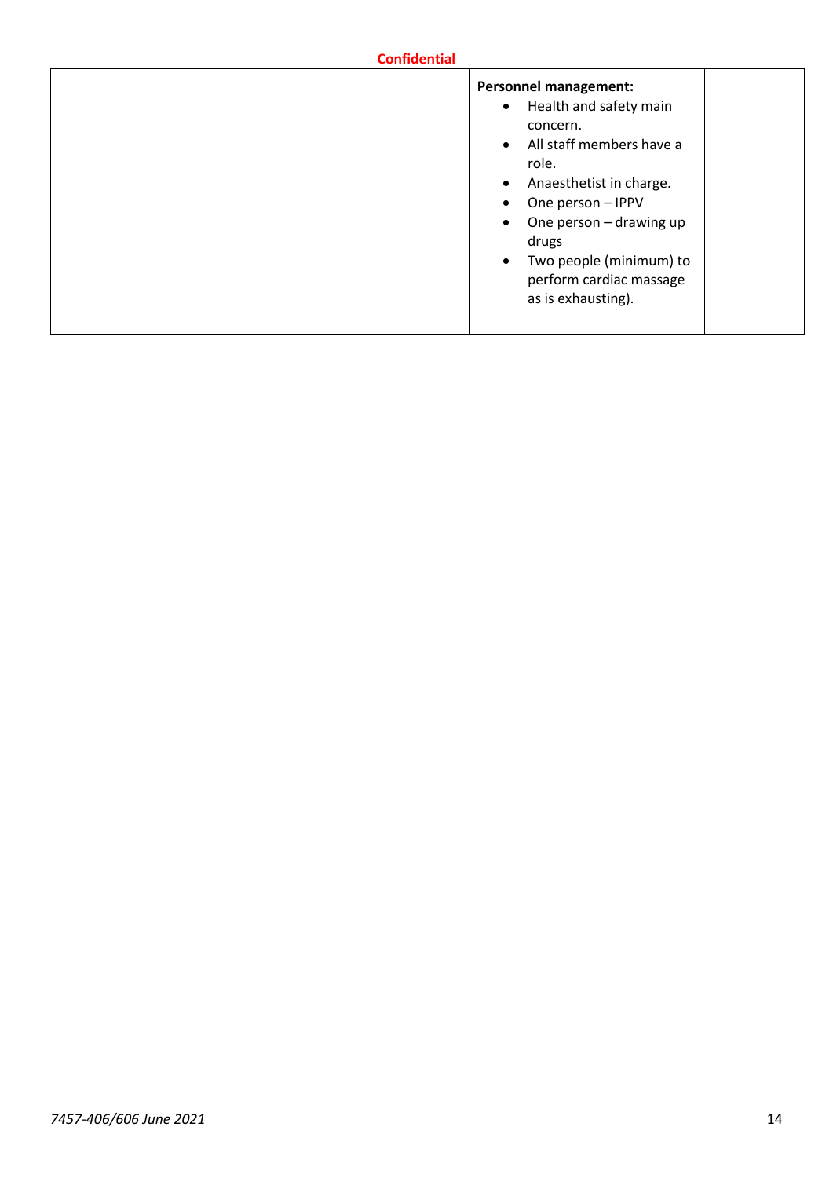| | | | |
|---|---|---|---|
| | | **Personnel management:**<br>• Health and safety main concern.<br>• All staff members have a role.<br>• Anaesthetist in charge.<br>• One person – IPPV<br>• One person – drawing up drugs<br>• Two people (minimum) to perform cardiac massage as is exhausting). | |